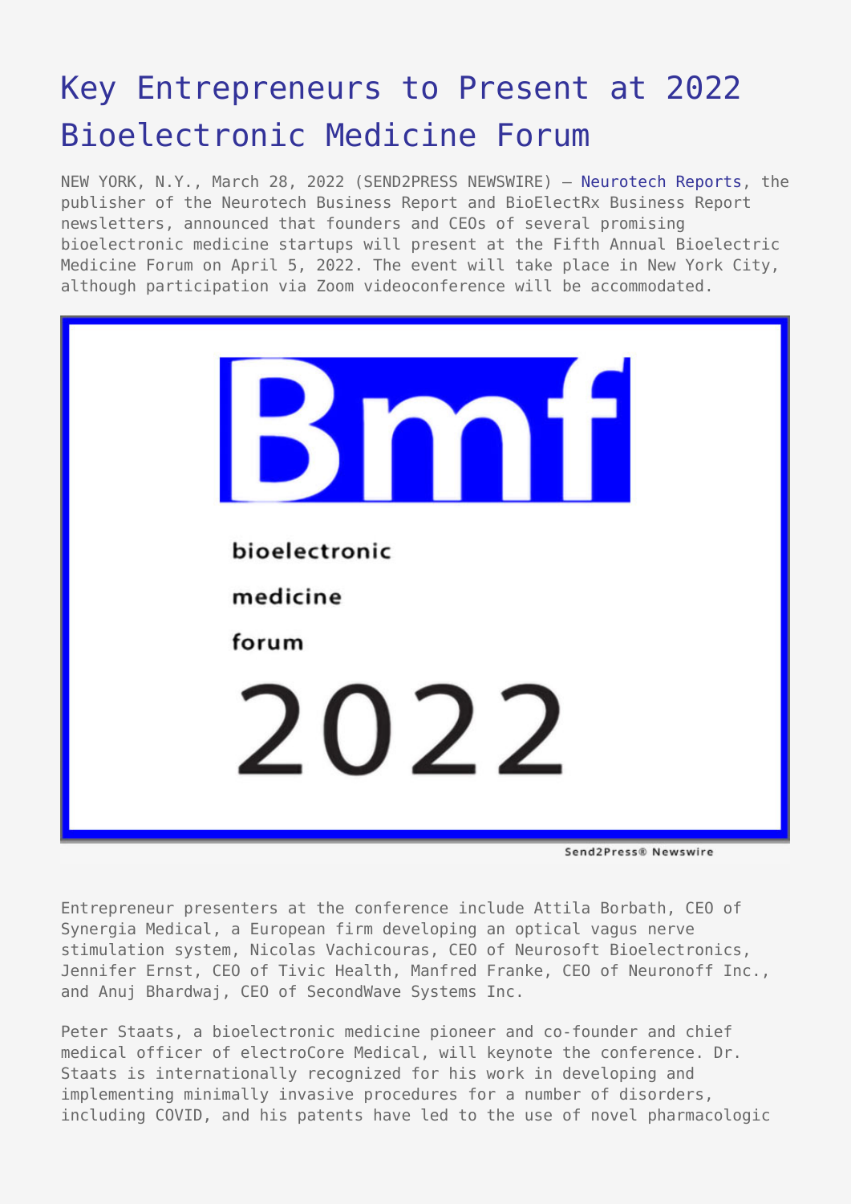# Key Entrepreneurs to Present at 2022 Bioelectronic Medicine Forum

NEW YORK, N.Y., March 28, 2022 (SEND2PRESS NEWSWIRE) — Neurotech Reports, the publisher of the Neurotech Business Report and BioElectRx Business Report newsletters, announced that founders and CEOs of several promising bioelectronic medicine startups will present at the Fifth Annual Bioelectric Medicine Forum on April 5, 2022. The event will take place in New York City, although participation via Zoom videoconference will be accommodated.

Entrepreneur presenters at the conference include Attila Borbath, CEO of Synergia Medical, a European firm developing an optical vagus nerve stimulation system, Nicolas Vachicouras, CEO of Neurosoft Bioelectronics, Jennifer Ernst, CEO of Tivic Health, Manfred Franke, CEO of Neuronoff Inc., and Anuj Bhardwaj, CEO of SecondWave Systems Inc.

Peter Staats, a bioelectronic medicine pioneer and co-founder and chief medical officer of electroCore Medical, will keynote the conference. Dr. Staats is internationally recognized for his work in developing and implementing minimally invasive procedures for a number of disorders, including COVID, and his patents have led to the use of novel pharmacologic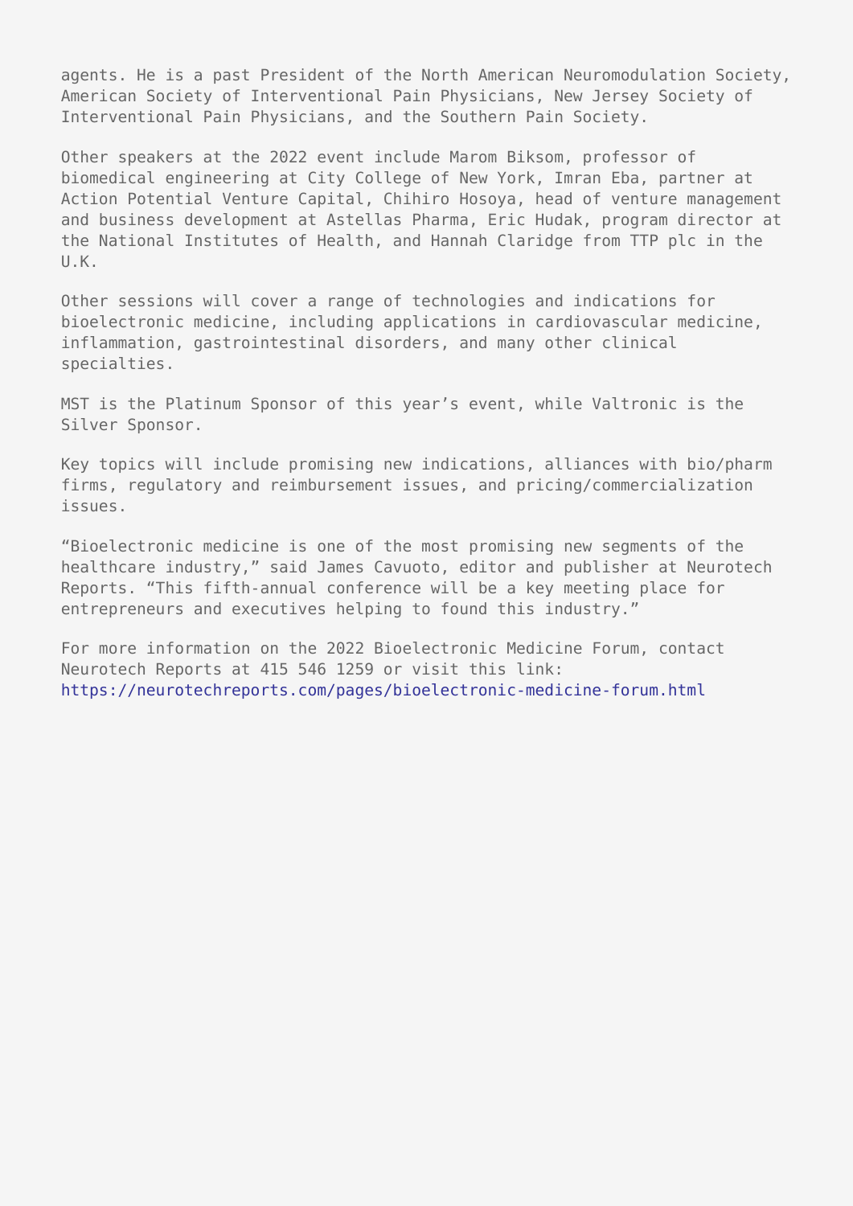agents. He is a past President of the North American Neuromodulation Society, American Society of Interventional Pain Physicians, New Jersey Society of Interventional Pain Physicians, and the Southern Pain Society.

Other speakers at the 2022 event include Marom Biksom, professor of biomedical engineering at City College of New York, Imran Eba, partner at Action Potential Venture Capital, Chihiro Hosoya, head of venture management and business development at Astellas Pharma, Eric Hudak, program director at the National Institutes of Health, and Hannah Claridge from TTP plc in the U.K.

Other sessions will cover a range of technologies and indications for bioelectronic medicine, including applications in cardiovascular medicine, inflammation, gastrointestinal disorders, and many other clinical specialties.

MST is the Platinum Sponsor of this year's event, while Valtronic is the Silver Sponsor.

Key topics will include promising new indications, alliances with bio/pharm firms, regulatory and reimbursement issues, and pricing/commercialization issues.

"Bioelectronic medicine is one of the most promising new segments of the healthcare industry," said James Cavuoto, editor and publisher at Neurotech Reports. "This fifth-annual conference will be a key meeting place for entrepreneurs and executives helping to found this industry."

For more information on the 2022 Bioelectronic Medicine Forum, contact Neurotech Reports at 415 546 1259 or visit this link: https://neurotechreports.com/pages/bioelectronic-medicine-forum.html